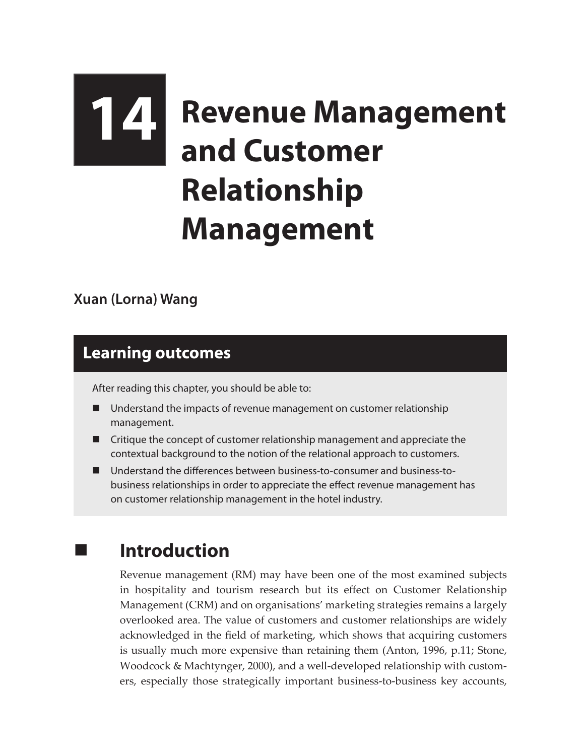# 14 Revenue Management and Customer Relationship Management

**Xuan (Lorna) Wang**

## Learning outcomes

After reading this chapter, you should be able to:

- Understand the impacts of revenue management on customer relationship management.
- Critique the concept of customer relationship management and appreciate the contextual background to the notion of the relational approach to customers.
- Understand the differences between business-to-consumer and business-to-business relationships in order to appreciate the effect revenue management has on customer relationship management in the hotel industry.

## Introduction

Revenue management (RM) may have been one of the most examined subjects in hospitality and tourism research but its effect on Customer Relationship Management (CRM) and on organisations' marketing strategies remains a largely overlooked area. The value of customers and customer relationships are widely acknowledged in the field of marketing, which shows that acquiring customers is usually much more expensive than retaining them (Anton, 1996, p.11; Stone, Woodcock & Machtynger, 2000), and a well-developed relationship with customers, especially those strategically important business-to-business key accounts,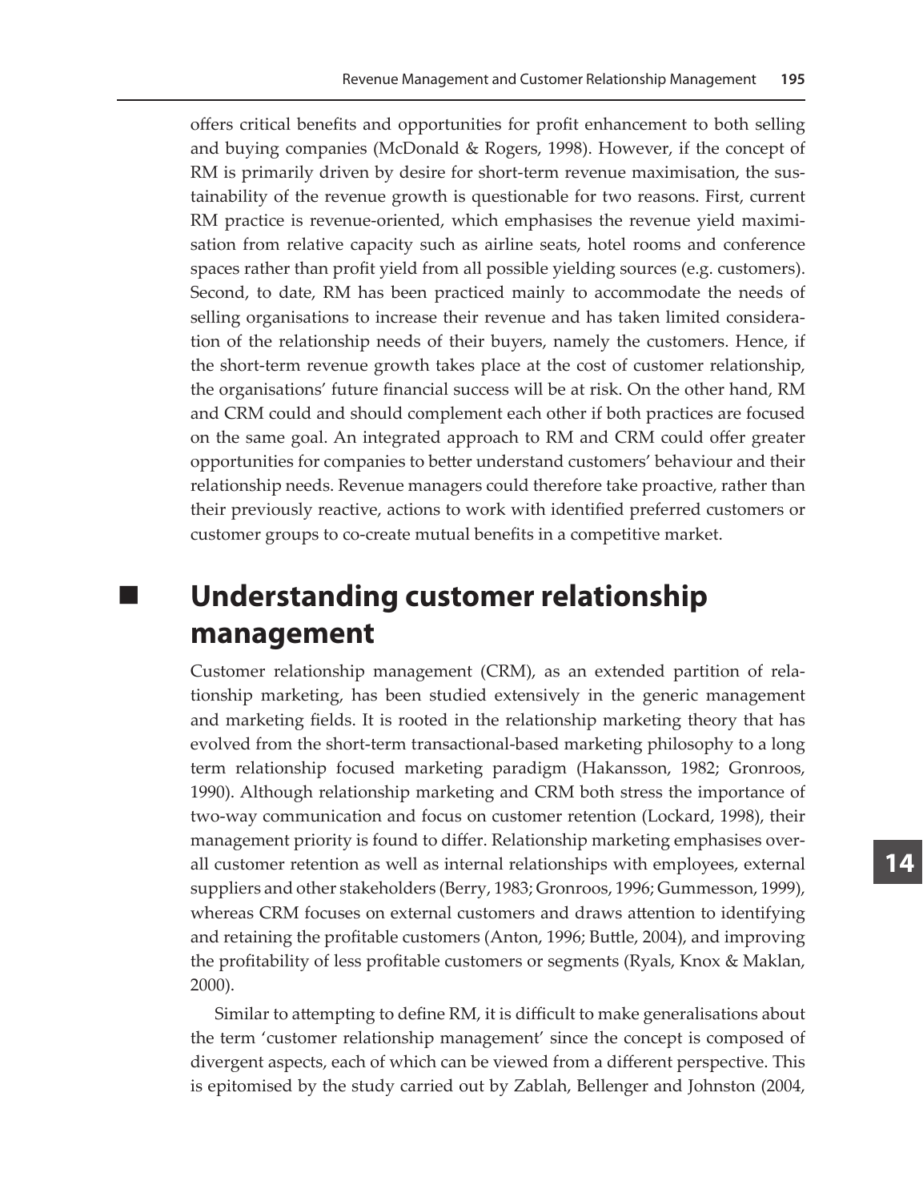offers critical benefits and opportunities for profit enhancement to both selling and buying companies (McDonald & Rogers, 1998). However, if the concept of RM is primarily driven by desire for short-term revenue maximisation, the sustainability of the revenue growth is questionable for two reasons. First, current RM practice is revenue-oriented, which emphasises the revenue yield maximisation from relative capacity such as airline seats, hotel rooms and conference spaces rather than profit yield from all possible yielding sources (e.g. customers). Second, to date, RM has been practiced mainly to accommodate the needs of selling organisations to increase their revenue and has taken limited consideration of the relationship needs of their buyers, namely the customers. Hence, if the short-term revenue growth takes place at the cost of customer relationship, the organisations' future financial success will be at risk. On the other hand, RM and CRM could and should complement each other if both practices are focused on the same goal. An integrated approach to RM and CRM could offer greater opportunities for companies to better understand customers' behaviour and their relationship needs. Revenue managers could therefore take proactive, rather than their previously reactive, actions to work with identified preferred customers or customer groups to co-create mutual benefits in a competitive market.

## Understanding customer relationship management

Customer relationship management (CRM), as an extended partition of relationship marketing, has been studied extensively in the generic management and marketing fields. It is rooted in the relationship marketing theory that has evolved from the short-term transactional-based marketing philosophy to a long term relationship focused marketing paradigm (Hakansson, 1982; Gronroos, 1990). Although relationship marketing and CRM both stress the importance of two-way communication and focus on customer retention (Lockard, 1998), their management priority is found to differ. Relationship marketing emphasises overall customer retention as well as internal relationships with employees, external suppliers and other stakeholders (Berry, 1983; Gronroos, 1996; Gummesson, 1999), whereas CRM focuses on external customers and draws attention to identifying and retaining the profitable customers (Anton, 1996; Buttle, 2004), and improving the profitability of less profitable customers or segments (Ryals, Knox & Maklan, 2000).

Similar to attempting to define RM, it is difficult to make generalisations about the term 'customer relationship management' since the concept is composed of divergent aspects, each of which can be viewed from a different perspective. This is epitomised by the study carried out by Zablah, Bellenger and Johnston (2004,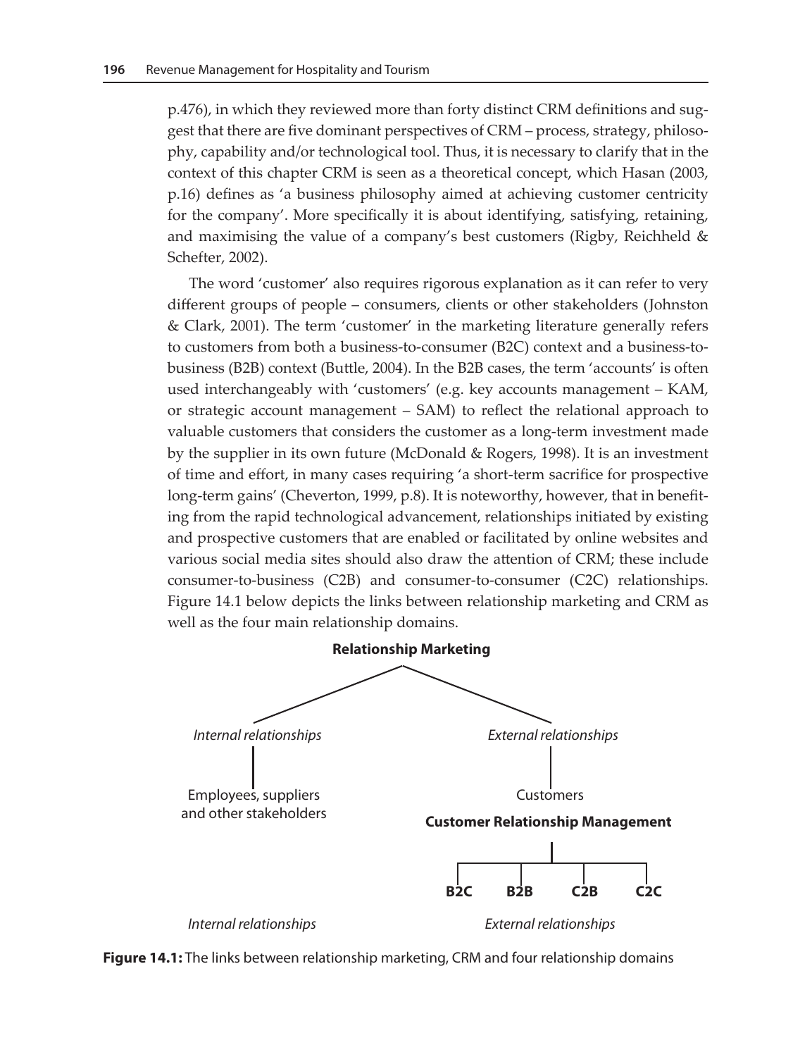p.476), in which they reviewed more than forty distinct CRM definitions and suggest that there are five dominant perspectives of CRM – process, strategy, philosophy, capability and/or technological tool. Thus, it is necessary to clarify that in the context of this chapter CRM is seen as a theoretical concept, which Hasan (2003, p.16) defines as 'a business philosophy aimed at achieving customer centricity for the company'. More specifically it is about identifying, satisfying, retaining, and maximising the value of a company's best customers (Rigby, Reichheld & Schefter, 2002).

The word 'customer' also requires rigorous explanation as it can refer to very different groups of people – consumers, clients or other stakeholders (Johnston & Clark, 2001). The term 'customer' in the marketing literature generally refers to customers from both a business-to-consumer (B2C) context and a business-to-business (B2B) context (Buttle, 2004). In the B2B cases, the term 'accounts' is often used interchangeably with 'customers' (e.g. key accounts management – KAM, or strategic account management – SAM) to reflect the relational approach to valuable customers that considers the customer as a long-term investment made by the supplier in its own future (McDonald & Rogers, 1998). It is an investment of time and effort, in many cases requiring 'a short-term sacrifice for prospective long-term gains' (Cheverton, 1999, p.8). It is noteworthy, however, that in benefiting from the rapid technological advancement, relationships initiated by existing and prospective customers that are enabled or facilitated by online websites and various social media sites should also draw the attention of CRM; these include consumer-to-business (C2B) and consumer-to-consumer (C2C) relationships. Figure 14.1 below depicts the links between relationship marketing and CRM as well as the four main relationship domains.

**Relationship Marketing**

*Internal relationships*

Employees, suppliers and other stakeholders

*External relationships*

Customers

**Customer Relationship Management**

**B2C** **B2B** **C2B** **C2C**

*Internal relationships* *External relationships*

**Figure 14.1:** The links between relationship marketing, CRM and four relationship domains